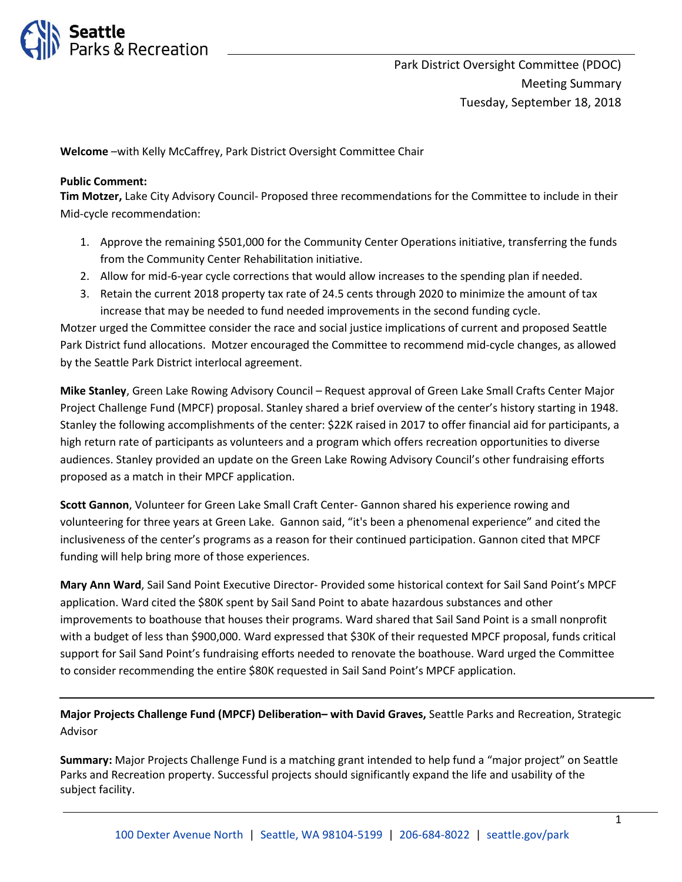Seattle Parks & Recreation

Park District Oversight Committee (PDOC)
Meeting Summary
Tuesday, September 18, 2018

**Welcome** –with Kelly McCaffrey, Park District Oversight Committee Chair

**Public Comment:**
**Tim Motzer,** Lake City Advisory Council- Proposed three recommendations for the Committee to include in their Mid-cycle recommendation:

1. Approve the remaining $501,000 for the Community Center Operations initiative, transferring the funds from the Community Center Rehabilitation initiative.
2. Allow for mid-6-year cycle corrections that would allow increases to the spending plan if needed.
3. Retain the current 2018 property tax rate of 24.5 cents through 2020 to minimize the amount of tax increase that may be needed to fund needed improvements in the second funding cycle.

Motzer urged the Committee consider the race and social justice implications of current and proposed Seattle Park District fund allocations. Motzer encouraged the Committee to recommend mid-cycle changes, as allowed by the Seattle Park District interlocal agreement.

**Mike Stanley**, Green Lake Rowing Advisory Council – Request approval of Green Lake Small Crafts Center Major Project Challenge Fund (MPCF) proposal. Stanley shared a brief overview of the center's history starting in 1948. Stanley the following accomplishments of the center: $22K raised in 2017 to offer financial aid for participants, a high return rate of participants as volunteers and a program which offers recreation opportunities to diverse audiences. Stanley provided an update on the Green Lake Rowing Advisory Council's other fundraising efforts proposed as a match in their MPCF application.

**Scott Gannon**, Volunteer for Green Lake Small Craft Center- Gannon shared his experience rowing and volunteering for three years at Green Lake. Gannon said, "it's been a phenomenal experience" and cited the inclusiveness of the center's programs as a reason for their continued participation. Gannon cited that MPCF funding will help bring more of those experiences.

**Mary Ann Ward**, Sail Sand Point Executive Director- Provided some historical context for Sail Sand Point's MPCF application. Ward cited the $80K spent by Sail Sand Point to abate hazardous substances and other improvements to boathouse that houses their programs. Ward shared that Sail Sand Point is a small nonprofit with a budget of less than $900,000. Ward expressed that $30K of their requested MPCF proposal, funds critical support for Sail Sand Point's fundraising efforts needed to renovate the boathouse. Ward urged the Committee to consider recommending the entire $80K requested in Sail Sand Point's MPCF application.

---

**Major Projects Challenge Fund (MPCF) Deliberation– with David Graves,** Seattle Parks and Recreation, Strategic Advisor

**Summary:** Major Projects Challenge Fund is a matching grant intended to help fund a "major project" on Seattle Parks and Recreation property. Successful projects should significantly expand the life and usability of the subject facility.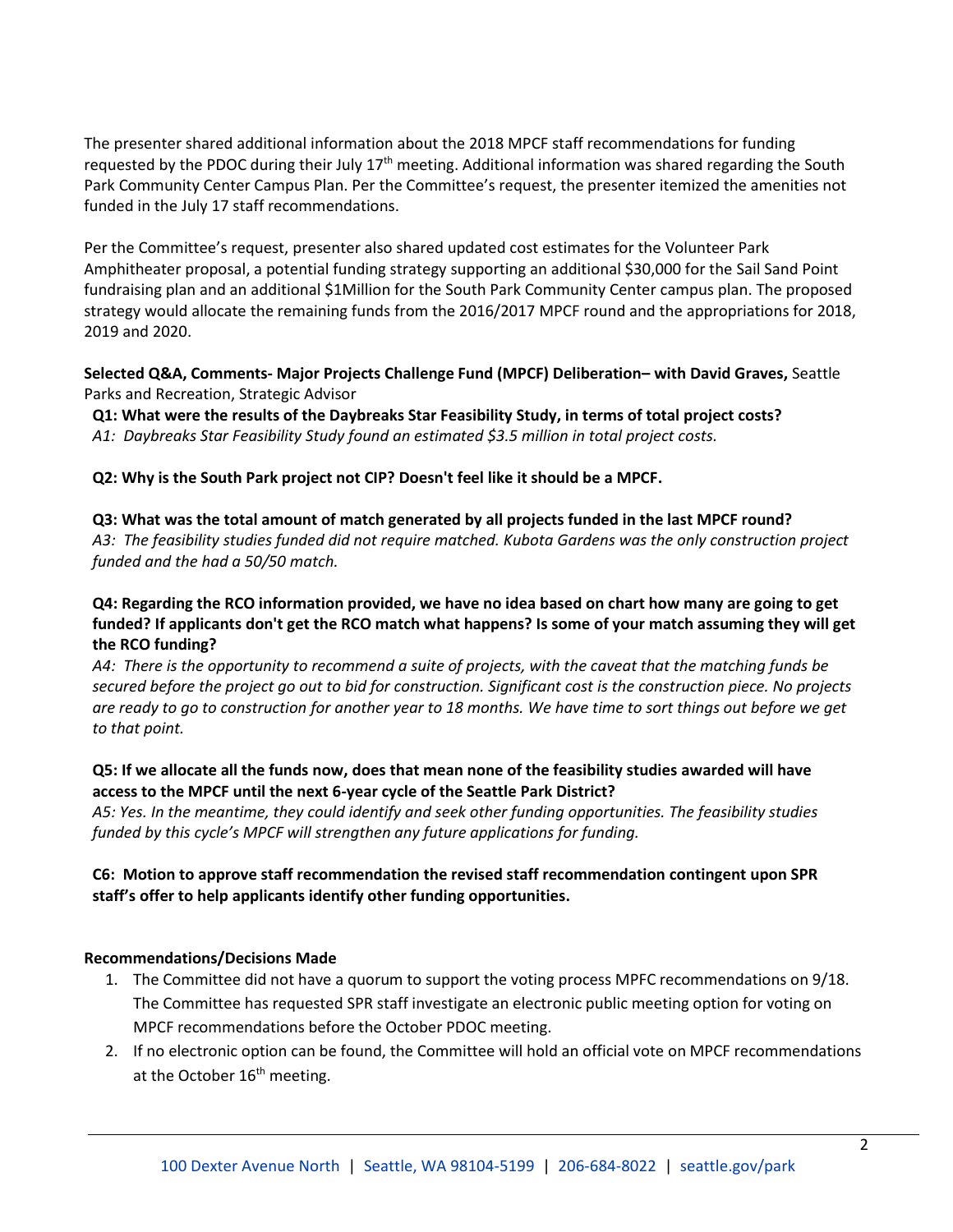The presenter shared additional information about the 2018 MPCF staff recommendations for funding requested by the PDOC during their July 17th meeting. Additional information was shared regarding the South Park Community Center Campus Plan. Per the Committee's request, the presenter itemized the amenities not funded in the July 17 staff recommendations.

Per the Committee's request, presenter also shared updated cost estimates for the Volunteer Park Amphitheater proposal, a potential funding strategy supporting an additional $30,000 for the Sail Sand Point fundraising plan and an additional $1Million for the South Park Community Center campus plan. The proposed strategy would allocate the remaining funds from the 2016/2017 MPCF round and the appropriations for 2018, 2019 and 2020.

**Selected Q&A, Comments- Major Projects Challenge Fund (MPCF) Deliberation– with David Graves,** Seattle Parks and Recreation, Strategic Advisor

**Q1: What were the results of the Daybreaks Star Feasibility Study, in terms of total project costs?**
*A1: Daybreaks Star Feasibility Study found an estimated $3.5 million in total project costs.*

**Q2: Why is the South Park project not CIP? Doesn't feel like it should be a MPCF.**

**Q3: What was the total amount of match generated by all projects funded in the last MPCF round?**
*A3: The feasibility studies funded did not require matched. Kubota Gardens was the only construction project funded and the had a 50/50 match.*

**Q4: Regarding the RCO information provided, we have no idea based on chart how many are going to get funded? If applicants don't get the RCO match what happens? Is some of your match assuming they will get the RCO funding?**
*A4: There is the opportunity to recommend a suite of projects, with the caveat that the matching funds be secured before the project go out to bid for construction. Significant cost is the construction piece. No projects are ready to go to construction for another year to 18 months. We have time to sort things out before we get to that point.*

**Q5: If we allocate all the funds now, does that mean none of the feasibility studies awarded will have access to the MPCF until the next 6-year cycle of the Seattle Park District?**
*A5: Yes. In the meantime, they could identify and seek other funding opportunities. The feasibility studies funded by this cycle's MPCF will strengthen any future applications for funding.*

**C6: Motion to approve staff recommendation the revised staff recommendation contingent upon SPR staff's offer to help applicants identify other funding opportunities.**

**Recommendations/Decisions Made**

1. The Committee did not have a quorum to support the voting process MPFC recommendations on 9/18. The Committee has requested SPR staff investigate an electronic public meeting option for voting on MPCF recommendations before the October PDOC meeting.
2. If no electronic option can be found, the Committee will hold an official vote on MPCF recommendations at the October 16th meeting.